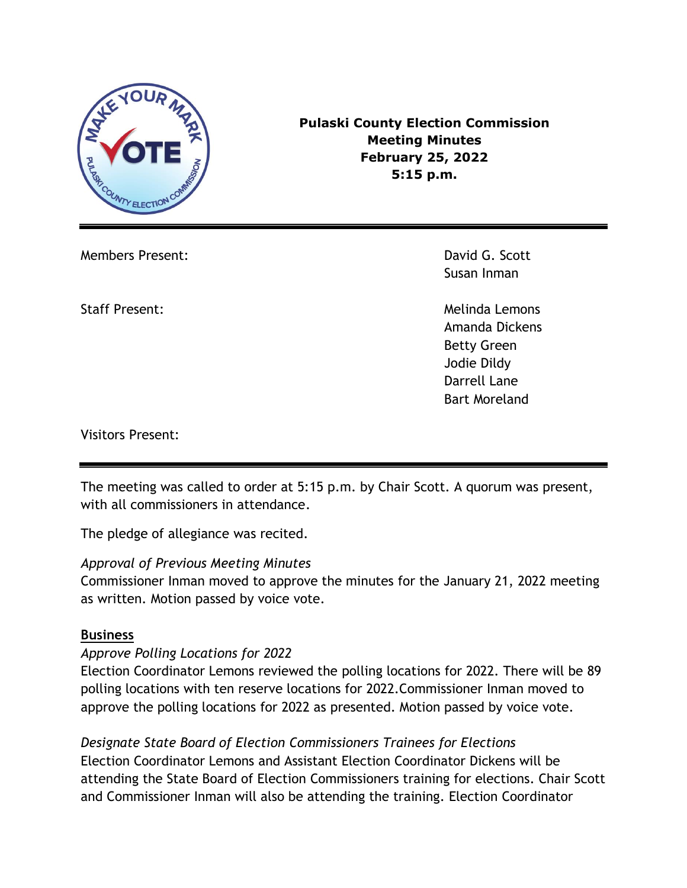**Pulaski County Election Commission**
**Meeting Minutes**
**February 25, 2022**
**5:15 p.m.**

---

Members Present: David G. Scott
Susan Inman

Staff Present: Melinda Lemons
Amanda Dickens
Betty Green
Jodie Dildy
Darrell Lane
Bart Moreland

Visitors Present:

---

The meeting was called to order at 5:15 p.m. by Chair Scott. A quorum was present, with all commissioners in attendance.

The pledge of allegiance was recited.

*Approval of Previous Meeting Minutes*
Commissioner Inman moved to approve the minutes for the January 21, 2022 meeting as written. Motion passed by voice vote.

**Business**

*Approve Polling Locations for 2022*
Election Coordinator Lemons reviewed the polling locations for 2022. There will be 89 polling locations with ten reserve locations for 2022.Commissioner Inman moved to approve the polling locations for 2022 as presented. Motion passed by voice vote.

*Designate State Board of Election Commissioners Trainees for Elections*
Election Coordinator Lemons and Assistant Election Coordinator Dickens will be attending the State Board of Election Commissioners training for elections. Chair Scott and Commissioner Inman will also be attending the training. Election Coordinator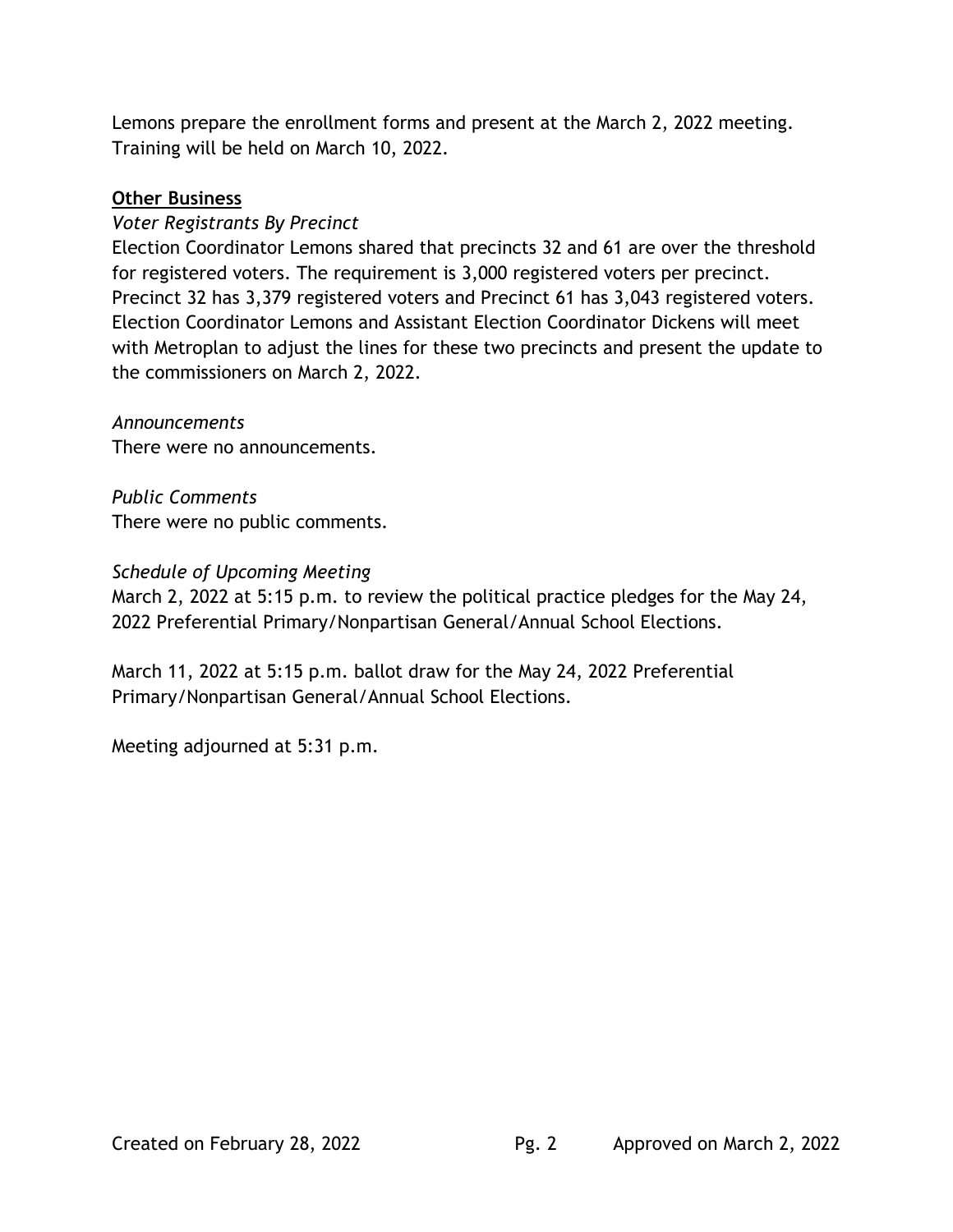Lemons prepare the enrollment forms and present at the March 2, 2022 meeting. Training will be held on March 10, 2022.

**Other Business**

*Voter Registrants By Precinct*

Election Coordinator Lemons shared that precincts 32 and 61 are over the threshold for registered voters. The requirement is 3,000 registered voters per precinct. Precinct 32 has 3,379 registered voters and Precinct 61 has 3,043 registered voters. Election Coordinator Lemons and Assistant Election Coordinator Dickens will meet with Metroplan to adjust the lines for these two precincts and present the update to the commissioners on March 2, 2022.

*Announcements*

There were no announcements.

*Public Comments*

There were no public comments.

*Schedule of Upcoming Meeting*

March 2, 2022 at 5:15 p.m. to review the political practice pledges for the May 24, 2022 Preferential Primary/Nonpartisan General/Annual School Elections.

March 11, 2022 at 5:15 p.m. ballot draw for the May 24, 2022 Preferential Primary/Nonpartisan General/Annual School Elections.

Meeting adjourned at 5:31 p.m.

Created on February 28, 2022 Approved on March 2, 2022